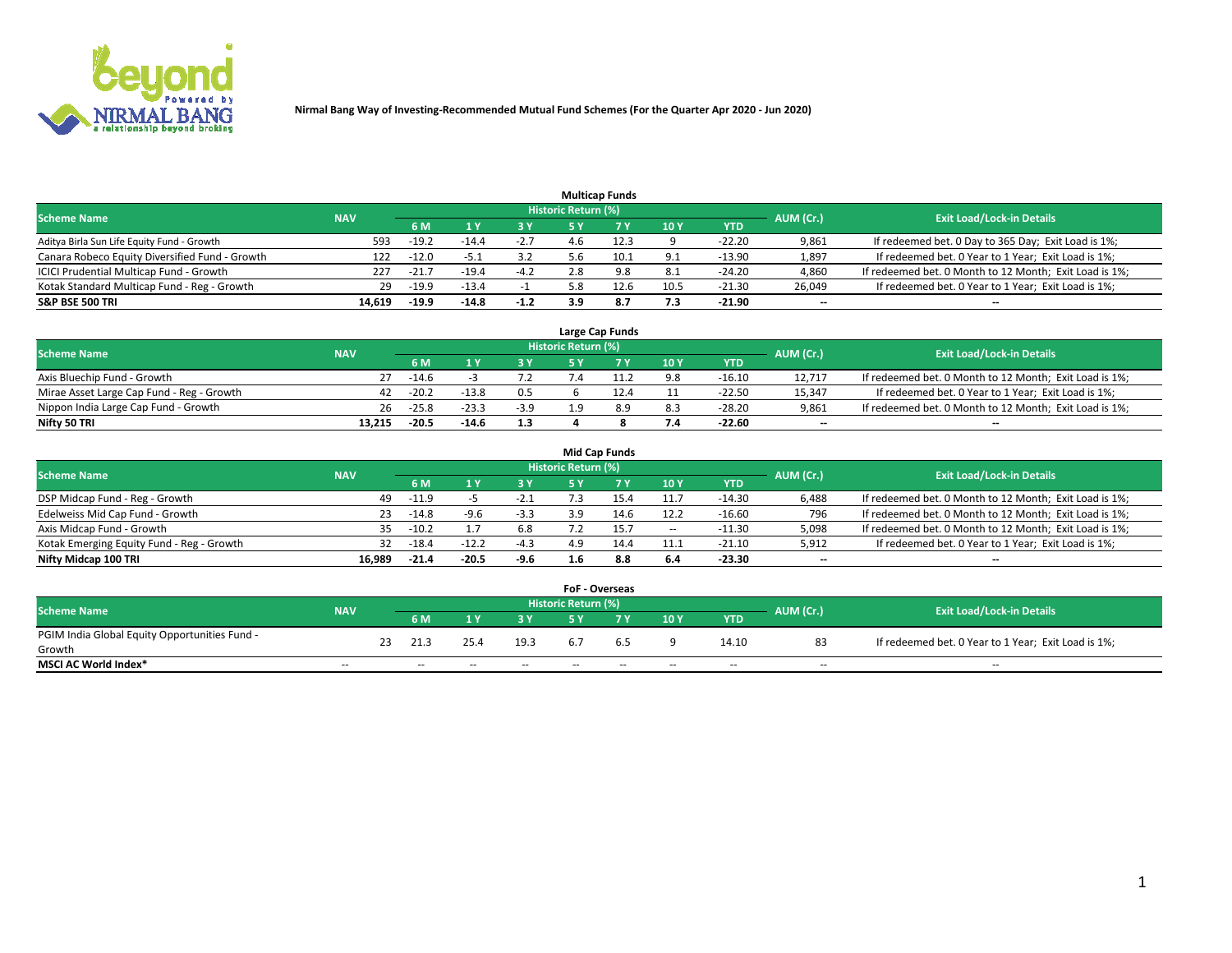Nirmal Bang Way of Investing-Recommended Mutual Fund Schemes (For the Quarter Apr 2020 - Jun 2020)

## Multicap Funds

| Scheme Name | NAV | Historic Return (%) | | | | | | | AUM (Cr.) | Exit Load/Lock-in Details |
|---|---|---|---|---|---|---|---|---|---|---|
| | | 6 M | 1 Y | 3 Y | 5 Y | 7 Y | 10 Y | YTD | | |
| Aditya Birla Sun Life Equity Fund - Growth | 593 | -19.2 | -14.4 | -2.7 | 4.6 | 12.3 | 9 | -22.20 | 9,861 | If redeemed bet. 0 Day to 365 Day; Exit Load is 1%; |
| Canara Robeco Equity Diversified Fund - Growth | 122 | -12.0 | -5.1 | 3.2 | 5.6 | 10.1 | 9.1 | -13.90 | 1,897 | If redeemed bet. 0 Year to 1 Year; Exit Load is 1%; |
| ICICI Prudential Multicap Fund - Growth | 227 | -21.7 | -19.4 | -4.2 | 2.8 | 9.8 | 8.1 | -24.20 | 4,860 | If redeemed bet. 0 Month to 12 Month; Exit Load is 1%; |
| Kotak Standard Multicap Fund - Reg - Growth | 29 | -19.9 | -13.4 | -1 | 5.8 | 12.6 | 10.5 | -21.30 | 26,049 | If redeemed bet. 0 Year to 1 Year; Exit Load is 1%; |
| **S&P BSE 500 TRI** | **14,619** | **-19.9** | **-14.8** | **-1.2** | **3.9** | **8.7** | **7.3** | **-21.90** | **--** | **--** |

## Large Cap Funds

| Scheme Name | NAV | Historic Return (%) | | | | | | | AUM (Cr.) | Exit Load/Lock-in Details |
|---|---|---|---|---|---|---|---|---|---|---|
| | | 6 M | 1 Y | 3 Y | 5 Y | 7 Y | 10 Y | YTD | | |
| Axis Bluechip Fund - Growth | 27 | -14.6 | -3 | 7.2 | 7.4 | 11.2 | 9.8 | -16.10 | 12,717 | If redeemed bet. 0 Month to 12 Month; Exit Load is 1%; |
| Mirae Asset Large Cap Fund - Reg - Growth | 42 | -20.2 | -13.8 | 0.5 | 6 | 12.4 | 11 | -22.50 | 15,347 | If redeemed bet. 0 Year to 1 Year; Exit Load is 1%; |
| Nippon India Large Cap Fund - Growth | 26 | -25.8 | -23.3 | -3.9 | 1.9 | 8.9 | 8.3 | -28.20 | 9,861 | If redeemed bet. 0 Month to 12 Month; Exit Load is 1%; |
| **Nifty 50 TRI** | **13,215** | **-20.5** | **-14.6** | **1.3** | **4** | **8** | **7.4** | **-22.60** | **--** | **--** |

## Mid Cap Funds

| Scheme Name | NAV | Historic Return (%) | | | | | | | AUM (Cr.) | Exit Load/Lock-in Details |
|---|---|---|---|---|---|---|---|---|---|---|
| | | 6 M | 1 Y | 3 Y | 5 Y | 7 Y | 10 Y | YTD | | |
| DSP Midcap Fund - Reg - Growth | 49 | -11.9 | -5 | -2.1 | 7.3 | 15.4 | 11.7 | -14.30 | 6,488 | If redeemed bet. 0 Month to 12 Month; Exit Load is 1%; |
| Edelweiss Mid Cap Fund - Growth | 23 | -14.8 | -9.6 | -3.3 | 3.9 | 14.6 | 12.2 | -16.60 | 796 | If redeemed bet. 0 Month to 12 Month; Exit Load is 1%; |
| Axis Midcap Fund - Growth | 35 | -10.2 | 1.7 | 6.8 | 7.2 | 15.7 | -- | -11.30 | 5,098 | If redeemed bet. 0 Month to 12 Month; Exit Load is 1%; |
| Kotak Emerging Equity Fund - Reg - Growth | 32 | -18.4 | -12.2 | -4.3 | 4.9 | 14.4 | 11.1 | -21.10 | 5,912 | If redeemed bet. 0 Year to 1 Year; Exit Load is 1%; |
| **Nifty Midcap 100 TRI** | **16,989** | **-21.4** | **-20.5** | **-9.6** | **1.6** | **8.8** | **6.4** | **-23.30** | **--** | **--** |

## FoF - Overseas

| Scheme Name | NAV | Historic Return (%) | | | | | | | AUM (Cr.) | Exit Load/Lock-in Details |
|---|---|---|---|---|---|---|---|---|---|---|
| | | 6 M | 1 Y | 3 Y | 5 Y | 7 Y | 10 Y | YTD | | |
| PGIM India Global Equity Opportunities Fund - Growth | 23 | 21.3 | 25.4 | 19.3 | 6.7 | 6.5 | 9 | 14.10 | 83 | If redeemed bet. 0 Year to 1 Year; Exit Load is 1%; |
| **MSCI AC World Index*** | -- | -- | -- | -- | -- | -- | -- | -- | -- | -- |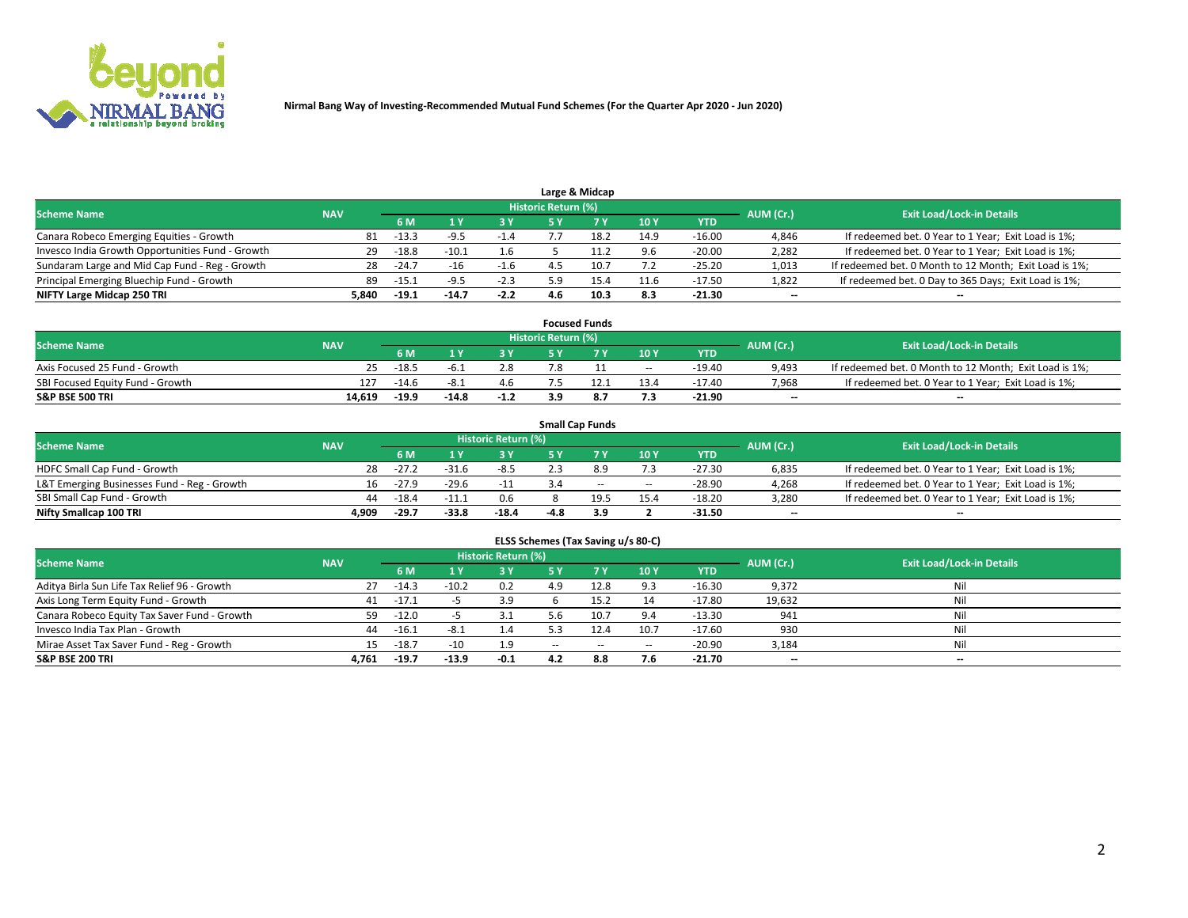Nirmal Bang Way of Investing-Recommended Mutual Fund Schemes (For the Quarter Apr 2020 - Jun 2020)

### Large & Midcap

| Scheme Name | NAV | Historic Return (%) | | | | | | | AUM (Cr.) | Exit Load/Lock-in Details |
|---|---|---|---|---|---|---|---|---|---|---|
| | | 6 M | 1 Y | 3 Y | 5 Y | 7 Y | 10 Y | YTD | | |
| Canara Robeco Emerging Equities - Growth | 81 | -13.3 | -9.5 | -1.4 | 7.7 | 18.2 | 14.9 | -16.00 | 4,846 | If redeemed bet. 0 Year to 1 Year; Exit Load is 1%; |
| Invesco India Growth Opportunities Fund - Growth | 29 | -18.8 | -10.1 | 1.6 | 5 | 11.2 | 9.6 | -20.00 | 2,282 | If redeemed bet. 0 Year to 1 Year; Exit Load is 1%; |
| Sundaram Large and Mid Cap Fund - Reg - Growth | 28 | -24.7 | -16 | -1.6 | 4.5 | 10.7 | 7.2 | -25.20 | 1,013 | If redeemed bet. 0 Month to 12 Month; Exit Load is 1%; |
| Principal Emerging Bluechip Fund - Growth | 89 | -15.1 | -9.5 | -2.3 | 5.9 | 15.4 | 11.6 | -17.50 | 1,822 | If redeemed bet. 0 Day to 365 Days; Exit Load is 1%; |
| **NIFTY Large Midcap 250 TRI** | **5,840** | **-19.1** | **-14.7** | **-2.2** | **4.6** | **10.3** | **8.3** | **-21.30** | -- | -- |

### Focused Funds

| Scheme Name | NAV | Historic Return (%) | | | | | | | AUM (Cr.) | Exit Load/Lock-in Details |
|---|---|---|---|---|---|---|---|---|---|---|
| | | 6 M | 1 Y | 3 Y | 5 Y | 7 Y | 10 Y | YTD | | |
| Axis Focused 25 Fund - Growth | 25 | -18.5 | -6.1 | 2.8 | 7.8 | 11 | -- | -19.40 | 9,493 | If redeemed bet. 0 Month to 12 Month; Exit Load is 1%; |
| SBI Focused Equity Fund - Growth | 127 | -14.6 | -8.1 | 4.6 | 7.5 | 12.1 | 13.4 | -17.40 | 7,968 | If redeemed bet. 0 Year to 1 Year; Exit Load is 1%; |
| **S&P BSE 500 TRI** | **14,619** | **-19.9** | **-14.8** | **-1.2** | **3.9** | **8.7** | **7.3** | **-21.90** | -- | -- |

### Small Cap Funds

| Scheme Name | NAV | Historic Return (%) | | | | | | | AUM (Cr.) | Exit Load/Lock-in Details |
|---|---|---|---|---|---|---|---|---|---|---|
| | | 6 M | 1 Y | 3 Y | 5 Y | 7 Y | 10 Y | YTD | | |
| HDFC Small Cap Fund - Growth | 28 | -27.2 | -31.6 | -8.5 | 2.3 | 8.9 | 7.3 | -27.30 | 6,835 | If redeemed bet. 0 Year to 1 Year; Exit Load is 1%; |
| L&T Emerging Businesses Fund - Reg - Growth | 16 | -27.9 | -29.6 | -11 | 3.4 | -- | -- | -28.90 | 4,268 | If redeemed bet. 0 Year to 1 Year; Exit Load is 1%; |
| SBI Small Cap Fund - Growth | 44 | -18.4 | -11.1 | 0.6 | 8 | 19.5 | 15.4 | -18.20 | 3,280 | If redeemed bet. 0 Year to 1 Year; Exit Load is 1%; |
| **Nifty Smallcap 100 TRI** | **4,909** | **-29.7** | **-33.8** | **-18.4** | **-4.8** | **3.9** | **2** | **-31.50** | -- | -- |

### ELSS Schemes (Tax Saving u/s 80-C)

| Scheme Name | NAV | Historic Return (%) | | | | | | | AUM (Cr.) | Exit Load/Lock-in Details |
|---|---|---|---|---|---|---|---|---|---|---|
| | | 6 M | 1 Y | 3 Y | 5 Y | 7 Y | 10 Y | YTD | | |
| Aditya Birla Sun Life Tax Relief 96 - Growth | 27 | -14.3 | -10.2 | 0.2 | 4.9 | 12.8 | 9.3 | -16.30 | 9,372 | Nil |
| Axis Long Term Equity Fund - Growth | 41 | -17.1 | -5 | 3.9 | 6 | 15.2 | 14 | -17.80 | 19,632 | Nil |
| Canara Robeco Equity Tax Saver Fund - Growth | 59 | -12.0 | -5 | 3.1 | 5.6 | 10.7 | 9.4 | -13.30 | 941 | Nil |
| Invesco India Tax Plan - Growth | 44 | -16.1 | -8.1 | 1.4 | 5.3 | 12.4 | 10.7 | -17.60 | 930 | Nil |
| Mirae Asset Tax Saver Fund - Reg - Growth | 15 | -18.7 | -10 | 1.9 | -- | -- | -- | -20.90 | 3,184 | Nil |
| **S&P BSE 200 TRI** | **4,761** | **-19.7** | **-13.9** | **-0.1** | **4.2** | **8.8** | **7.6** | **-21.70** | -- | -- |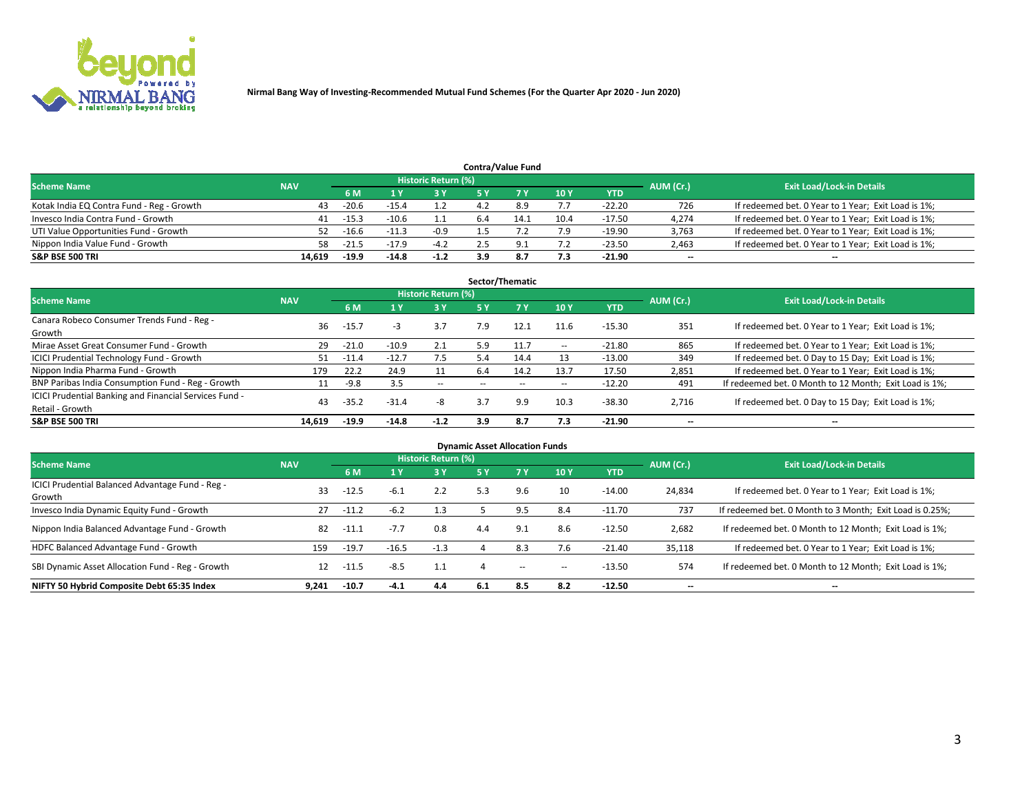Nirmal Bang Way of Investing-Recommended Mutual Fund Schemes (For the Quarter Apr 2020 - Jun 2020)

## Contra/Value Fund

| Scheme Name | NAV | Historic Return (%) | | | | | | | AUM (Cr.) | Exit Load/Lock-in Details |
|---|---|---|---|---|---|---|---|---|---|---|
| | | 6 M | 1 Y | 3 Y | 5 Y | 7 Y | 10 Y | YTD | | |
| Kotak India EQ Contra Fund - Reg - Growth | 43 | -20.6 | -15.4 | 1.2 | 4.2 | 8.9 | 7.7 | -22.20 | 726 | If redeemed bet. 0 Year to 1 Year; Exit Load is 1%; |
| Invesco India Contra Fund - Growth | 41 | -15.3 | -10.6 | 1.1 | 6.4 | 14.1 | 10.4 | -17.50 | 4,274 | If redeemed bet. 0 Year to 1 Year; Exit Load is 1%; |
| UTI Value Opportunities Fund - Growth | 52 | -16.6 | -11.3 | -0.9 | 1.5 | 7.2 | 7.9 | -19.90 | 3,763 | If redeemed bet. 0 Year to 1 Year; Exit Load is 1%; |
| Nippon India Value Fund - Growth | 58 | -21.5 | -17.9 | -4.2 | 2.5 | 9.1 | 7.2 | -23.50 | 2,463 | If redeemed bet. 0 Year to 1 Year; Exit Load is 1%; |
| **S&P BSE 500 TRI** | **14,619** | **-19.9** | **-14.8** | **-1.2** | **3.9** | **8.7** | **7.3** | **-21.90** | **--** | **--** |

## Sector/Thematic

| Scheme Name | NAV | Historic Return (%) | | | | | | | AUM (Cr.) | Exit Load/Lock-in Details |
|---|---|---|---|---|---|---|---|---|---|---|
| | | 6 M | 1 Y | 3 Y | 5 Y | 7 Y | 10 Y | YTD | | |
| Canara Robeco Consumer Trends Fund - Reg - Growth | 36 | -15.7 | -3 | 3.7 | 7.9 | 12.1 | 11.6 | -15.30 | 351 | If redeemed bet. 0 Year to 1 Year; Exit Load is 1%; |
| Mirae Asset Great Consumer Fund - Growth | 29 | -21.0 | -10.9 | 2.1 | 5.9 | 11.7 | -- | -21.80 | 865 | If redeemed bet. 0 Year to 1 Year; Exit Load is 1%; |
| ICICI Prudential Technology Fund - Growth | 51 | -11.4 | -12.7 | 7.5 | 5.4 | 14.4 | 13 | -13.00 | 349 | If redeemed bet. 0 Day to 15 Day; Exit Load is 1%; |
| Nippon India Pharma Fund - Growth | 179 | 22.2 | 24.9 | 11 | 6.4 | 14.2 | 13.7 | 17.50 | 2,851 | If redeemed bet. 0 Year to 1 Year; Exit Load is 1%; |
| BNP Paribas India Consumption Fund - Reg - Growth | 11 | -9.8 | 3.5 | -- | -- | -- | -- | -12.20 | 491 | If redeemed bet. 0 Month to 12 Month; Exit Load is 1%; |
| ICICI Prudential Banking and Financial Services Fund - Retail - Growth | 43 | -35.2 | -31.4 | -8 | 3.7 | 9.9 | 10.3 | -38.30 | 2,716 | If redeemed bet. 0 Day to 15 Day; Exit Load is 1%; |
| **S&P BSE 500 TRI** | **14,619** | **-19.9** | **-14.8** | **-1.2** | **3.9** | **8.7** | **7.3** | **-21.90** | **--** | **--** |

## Dynamic Asset Allocation Funds

| Scheme Name | NAV | Historic Return (%) | | | | | | | AUM (Cr.) | Exit Load/Lock-in Details |
|---|---|---|---|---|---|---|---|---|---|---|
| | | 6 M | 1 Y | 3 Y | 5 Y | 7 Y | 10 Y | YTD | | |
| ICICI Prudential Balanced Advantage Fund - Reg - Growth | 33 | -12.5 | -6.1 | 2.2 | 5.3 | 9.6 | 10 | -14.00 | 24,834 | If redeemed bet. 0 Year to 1 Year; Exit Load is 1%; |
| Invesco India Dynamic Equity Fund - Growth | 27 | -11.2 | -6.2 | 1.3 | 5 | 9.5 | 8.4 | -11.70 | 737 | If redeemed bet. 0 Month to 3 Month; Exit Load is 0.25%; |
| Nippon India Balanced Advantage Fund - Growth | 82 | -11.1 | -7.7 | 0.8 | 4.4 | 9.1 | 8.6 | -12.50 | 2,682 | If redeemed bet. 0 Month to 12 Month; Exit Load is 1%; |
| HDFC Balanced Advantage Fund - Growth | 159 | -19.7 | -16.5 | -1.3 | 4 | 8.3 | 7.6 | -21.40 | 35,118 | If redeemed bet. 0 Year to 1 Year; Exit Load is 1%; |
| SBI Dynamic Asset Allocation Fund - Reg - Growth | 12 | -11.5 | -8.5 | 1.1 | 4 | -- | -- | -13.50 | 574 | If redeemed bet. 0 Month to 12 Month; Exit Load is 1%; |
| **NIFTY 50 Hybrid Composite Debt 65:35 Index** | **9,241** | **-10.7** | **-4.1** | **4.4** | **6.1** | **8.5** | **8.2** | **-12.50** | **--** | **--** |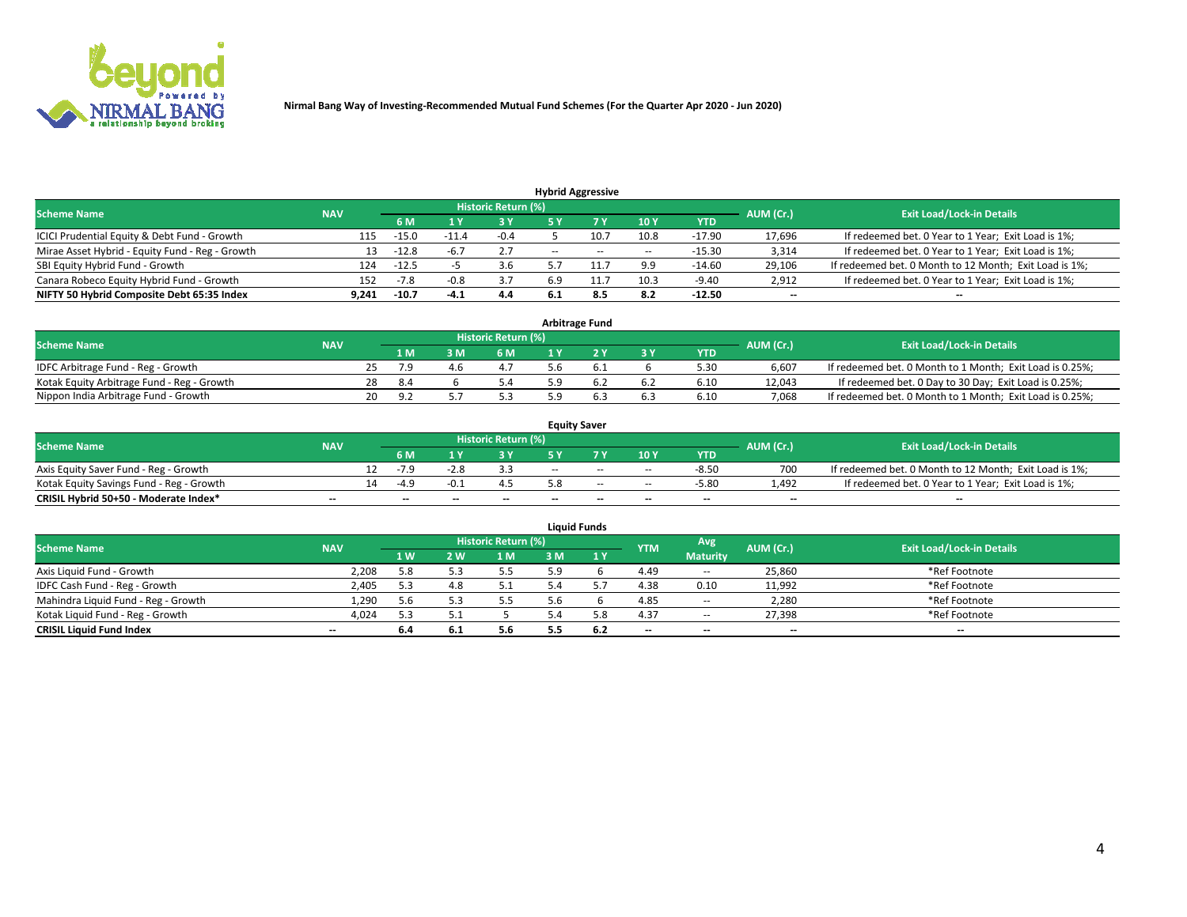Nirmal Bang Way of Investing-Recommended Mutual Fund Schemes (For the Quarter Apr 2020 - Jun 2020)

### Hybrid Aggressive

| Scheme Name | NAV | Historic Return (%) | | | | | | | AUM (Cr.) | Exit Load/Lock-in Details |
|---|---|---|---|---|---|---|---|---|---|---|
| | | 6 M | 1 Y | 3 Y | 5 Y | 7 Y | 10 Y | YTD | | |
| ICICI Prudential Equity & Debt Fund - Growth | 115 | -15.0 | -11.4 | -0.4 | 5 | 10.7 | 10.8 | -17.90 | 17,696 | If redeemed bet. 0 Year to 1 Year; Exit Load is 1%; |
| Mirae Asset Hybrid - Equity Fund - Reg - Growth | 13 | -12.8 | -6.7 | 2.7 | -- | -- | -- | -15.30 | 3,314 | If redeemed bet. 0 Year to 1 Year; Exit Load is 1%; |
| SBI Equity Hybrid Fund - Growth | 124 | -12.5 | -5 | 3.6 | 5.7 | 11.7 | 9.9 | -14.60 | 29,106 | If redeemed bet. 0 Month to 12 Month; Exit Load is 1%; |
| Canara Robeco Equity Hybrid Fund - Growth | 152 | -7.8 | -0.8 | 3.7 | 6.9 | 11.7 | 10.3 | -9.40 | 2,912 | If redeemed bet. 0 Year to 1 Year; Exit Load is 1%; |
| **NIFTY 50 Hybrid Composite Debt 65:35 Index** | **9,241** | **-10.7** | **-4.1** | **4.4** | **6.1** | **8.5** | **8.2** | **-12.50** | **--** | **--** |

### Arbitrage Fund

| Scheme Name | NAV | Historic Return (%) | | | | | | | AUM (Cr.) | Exit Load/Lock-in Details |
|---|---|---|---|---|---|---|---|---|---|---|
| | | 1 M | 3 M | 6 M | 1 Y | 2 Y | 3 Y | YTD | | |
| IDFC Arbitrage Fund - Reg - Growth | 25 | 7.9 | 4.6 | 4.7 | 5.6 | 6.1 | 6 | 5.30 | 6,607 | If redeemed bet. 0 Month to 1 Month; Exit Load is 0.25%; |
| Kotak Equity Arbitrage Fund - Reg - Growth | 28 | 8.4 | 6 | 5.4 | 5.9 | 6.2 | 6.2 | 6.10 | 12,043 | If redeemed bet. 0 Day to 30 Day; Exit Load is 0.25%; |
| Nippon India Arbitrage Fund - Growth | 20 | 9.2 | 5.7 | 5.3 | 5.9 | 6.3 | 6.3 | 6.10 | 7,068 | If redeemed bet. 0 Month to 1 Month; Exit Load is 0.25%; |

### Equity Saver

| Scheme Name | NAV | Historic Return (%) | | | | | | | AUM (Cr.) | Exit Load/Lock-in Details |
|---|---|---|---|---|---|---|---|---|---|---|
| | | 6 M | 1 Y | 3 Y | 5 Y | 7 Y | 10 Y | YTD | | |
| Axis Equity Saver Fund - Reg - Growth | 12 | -7.9 | -2.8 | 3.3 | -- | -- | -- | -8.50 | 700 | If redeemed bet. 0 Month to 12 Month; Exit Load is 1%; |
| Kotak Equity Savings Fund - Reg - Growth | 14 | -4.9 | -0.1 | 4.5 | 5.8 | -- | -- | -5.80 | 1,492 | If redeemed bet. 0 Year to 1 Year; Exit Load is 1%; |
| **CRISIL Hybrid 50+50 - Moderate Index*** | **--** | **--** | **--** | **--** | **--** | **--** | **--** | **--** | **--** | **--** |

### Liquid Funds

| Scheme Name | NAV | Historic Return (%) | | | | | YTM | Avg Maturity | AUM (Cr.) | Exit Load/Lock-in Details |
|---|---|---|---|---|---|---|---|---|---|---|
| | | 1 W | 2 W | 1 M | 3 M | 1 Y | | | | |
| Axis Liquid Fund - Growth | 2,208 | 5.8 | 5.3 | 5.5 | 5.9 | 6 | 4.49 | -- | 25,860 | *Ref Footnote |
| IDFC Cash Fund - Reg - Growth | 2,405 | 5.3 | 4.8 | 5.1 | 5.4 | 5.7 | 4.38 | 0.10 | 11,992 | *Ref Footnote |
| Mahindra Liquid Fund - Reg - Growth | 1,290 | 5.6 | 5.3 | 5.5 | 5.6 | 6 | 4.85 | -- | 2,280 | *Ref Footnote |
| Kotak Liquid Fund - Reg - Growth | 4,024 | 5.3 | 5.1 | 5 | 5.4 | 5.8 | 4.37 | -- | 27,398 | *Ref Footnote |
| **CRISIL Liquid Fund Index** | **--** | **6.4** | **6.1** | **5.6** | **5.5** | **6.2** | **--** | **--** | **--** | **--** |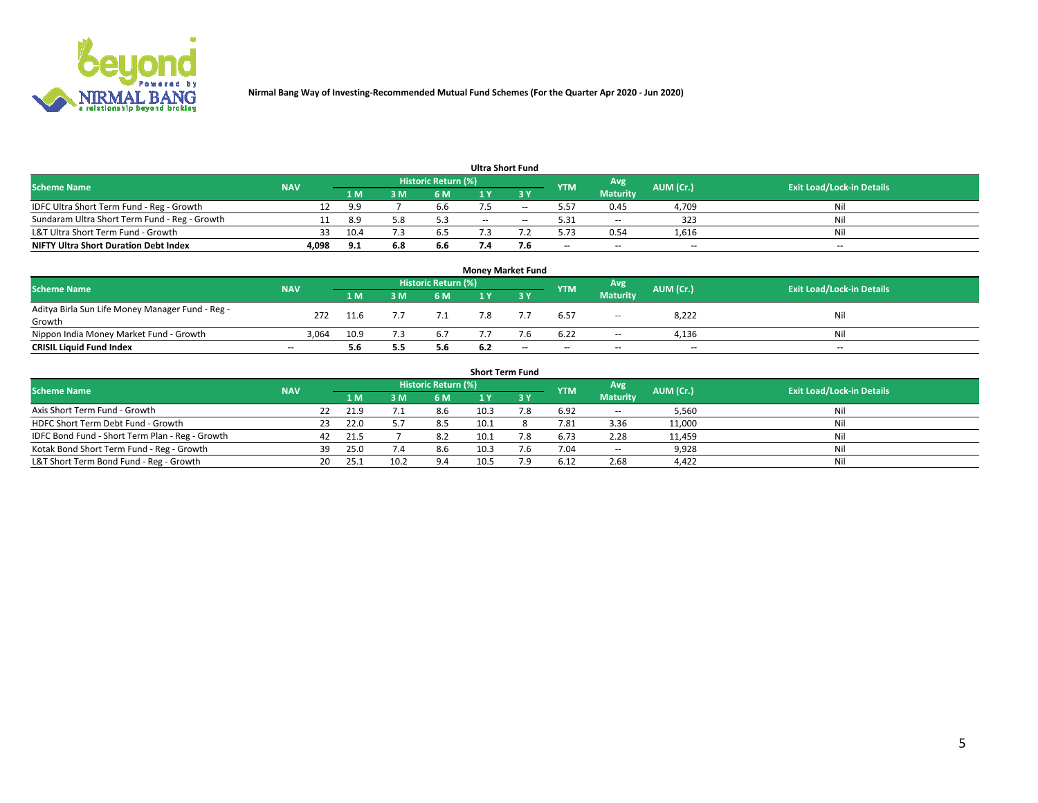Nirmal Bang Way of Investing-Recommended Mutual Fund Schemes (For the Quarter Apr 2020 - Jun 2020)

### Ultra Short Fund

| Scheme Name | NAV | Historic Return (%) | | | | | YTM | Avg Maturity | AUM (Cr.) | Exit Load/Lock-in Details |
|---|---|---|---|---|---|---|---|---|---|---|
| | | 1 M | 3 M | 6 M | 1 Y | 3 Y | | | | |
| IDFC Ultra Short Term Fund - Reg - Growth | 12 | 9.9 | 7 | 6.6 | 7.5 | -- | 5.57 | 0.45 | 4,709 | Nil |
| Sundaram Ultra Short Term Fund - Reg - Growth | 11 | 8.9 | 5.8 | 5.3 | -- | -- | 5.31 | -- | 323 | Nil |
| L&T Ultra Short Term Fund - Growth | 33 | 10.4 | 7.3 | 6.5 | 7.3 | 7.2 | 5.73 | 0.54 | 1,616 | Nil |
| **NIFTY Ultra Short Duration Debt Index** | **4,098** | **9.1** | **6.8** | **6.6** | **7.4** | **7.6** | **--** | **--** | **--** | **--** |

### Money Market Fund

| Scheme Name | NAV | Historic Return (%) | | | | | YTM | Avg Maturity | AUM (Cr.) | Exit Load/Lock-in Details |
|---|---|---|---|---|---|---|---|---|---|---|
| | | 1 M | 3 M | 6 M | 1 Y | 3 Y | | | | |
| Aditya Birla Sun Life Money Manager Fund - Reg - Growth | 272 | 11.6 | 7.7 | 7.1 | 7.8 | 7.7 | 6.57 | -- | 8,222 | Nil |
| Nippon India Money Market Fund - Growth | 3,064 | 10.9 | 7.3 | 6.7 | 7.7 | 7.6 | 6.22 | -- | 4,136 | Nil |
| **CRISIL Liquid Fund Index** | **--** | **5.6** | **5.5** | **5.6** | **6.2** | **--** | **--** | **--** | **--** | **--** |

### Short Term Fund

| Scheme Name | NAV | Historic Return (%) | | | | | YTM | Avg Maturity | AUM (Cr.) | Exit Load/Lock-in Details |
|---|---|---|---|---|---|---|---|---|---|---|
| | | 1 M | 3 M | 6 M | 1 Y | 3 Y | | | | |
| Axis Short Term Fund - Growth | 22 | 21.9 | 7.1 | 8.6 | 10.3 | 7.8 | 6.92 | -- | 5,560 | Nil |
| HDFC Short Term Debt Fund - Growth | 23 | 22.0 | 5.7 | 8.5 | 10.1 | 8 | 7.81 | 3.36 | 11,000 | Nil |
| IDFC Bond Fund - Short Term Plan - Reg - Growth | 42 | 21.5 | 7 | 8.2 | 10.1 | 7.8 | 6.73 | 2.28 | 11,459 | Nil |
| Kotak Bond Short Term Fund - Reg - Growth | 39 | 25.0 | 7.4 | 8.6 | 10.3 | 7.6 | 7.04 | -- | 9,928 | Nil |
| L&T Short Term Bond Fund - Reg - Growth | 20 | 25.1 | 10.2 | 9.4 | 10.5 | 7.9 | 6.12 | 2.68 | 4,422 | Nil |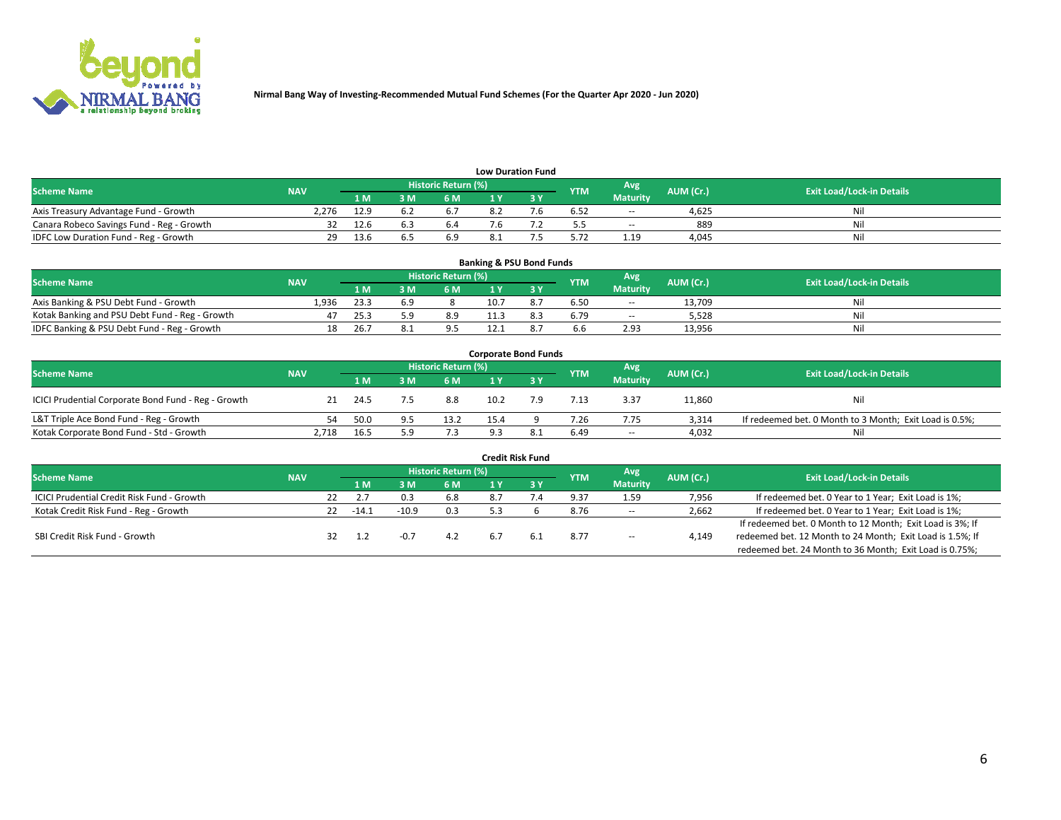**Nirmal Bang Way of Investing-Recommended Mutual Fund Schemes (For the Quarter Apr 2020 - Jun 2020)**

### Low Duration Fund

| Scheme Name | NAV | Historic Return (%) | | | | | YTM | Avg Maturity | AUM (Cr.) | Exit Load/Lock-in Details |
|---|---|---|---|---|---|---|---|---|---|---|
| | | 1 M | 3 M | 6 M | 1 Y | 3 Y | | | | |
| Axis Treasury Advantage Fund - Growth | 2,276 | 12.9 | 6.2 | 6.7 | 8.2 | 7.6 | 6.52 | -- | 4,625 | Nil |
| Canara Robeco Savings Fund - Reg - Growth | 32 | 12.6 | 6.3 | 6.4 | 7.6 | 7.2 | 5.5 | -- | 889 | Nil |
| IDFC Low Duration Fund - Reg - Growth | 29 | 13.6 | 6.5 | 6.9 | 8.1 | 7.5 | 5.72 | 1.19 | 4,045 | Nil |

### Banking & PSU Bond Funds

| Scheme Name | NAV | Historic Return (%) | | | | | YTM | Avg Maturity | AUM (Cr.) | Exit Load/Lock-in Details |
|---|---|---|---|---|---|---|---|---|---|---|
| | | 1 M | 3 M | 6 M | 1 Y | 3 Y | | | | |
| Axis Banking & PSU Debt Fund - Growth | 1,936 | 23.3 | 6.9 | 8 | 10.7 | 8.7 | 6.50 | -- | 13,709 | Nil |
| Kotak Banking and PSU Debt Fund - Reg - Growth | 47 | 25.3 | 5.9 | 8.9 | 11.3 | 8.3 | 6.79 | -- | 5,528 | Nil |
| IDFC Banking & PSU Debt Fund - Reg - Growth | 18 | 26.7 | 8.1 | 9.5 | 12.1 | 8.7 | 6.6 | 2.93 | 13,956 | Nil |

### Corporate Bond Funds

| Scheme Name | NAV | Historic Return (%) | | | | | YTM | Avg Maturity | AUM (Cr.) | Exit Load/Lock-in Details |
|---|---|---|---|---|---|---|---|---|---|---|
| | | 1 M | 3 M | 6 M | 1 Y | 3 Y | | | | |
| ICICI Prudential Corporate Bond Fund - Reg - Growth | 21 | 24.5 | 7.5 | 8.8 | 10.2 | 7.9 | 7.13 | 3.37 | 11,860 | Nil |
| L&T Triple Ace Bond Fund - Reg - Growth | 54 | 50.0 | 9.5 | 13.2 | 15.4 | 9 | 7.26 | 7.75 | 3,314 | If redeemed bet. 0 Month to 3 Month; Exit Load is 0.5%; |
| Kotak Corporate Bond Fund - Std - Growth | 2,718 | 16.5 | 5.9 | 7.3 | 9.3 | 8.1 | 6.49 | -- | 4,032 | Nil |

### Credit Risk Fund

| Scheme Name | NAV | Historic Return (%) | | | | | YTM | Avg Maturity | AUM (Cr.) | Exit Load/Lock-in Details |
|---|---|---|---|---|---|---|---|---|---|---|
| | | 1 M | 3 M | 6 M | 1 Y | 3 Y | | | | |
| ICICI Prudential Credit Risk Fund - Growth | 22 | 2.7 | 0.3 | 6.8 | 8.7 | 7.4 | 9.37 | 1.59 | 7,956 | If redeemed bet. 0 Year to 1 Year; Exit Load is 1%; |
| Kotak Credit Risk Fund - Reg - Growth | 22 | -14.1 | -10.9 | 0.3 | 5.3 | 6 | 8.76 | -- | 2,662 | If redeemed bet. 0 Year to 1 Year; Exit Load is 1%; |
| SBI Credit Risk Fund - Growth | 32 | 1.2 | -0.7 | 4.2 | 6.7 | 6.1 | 8.77 | -- | 4,149 | If redeemed bet. 0 Month to 12 Month; Exit Load is 3%; If redeemed bet. 12 Month to 24 Month; Exit Load is 1.5%; If redeemed bet. 24 Month to 36 Month; Exit Load is 0.75%; |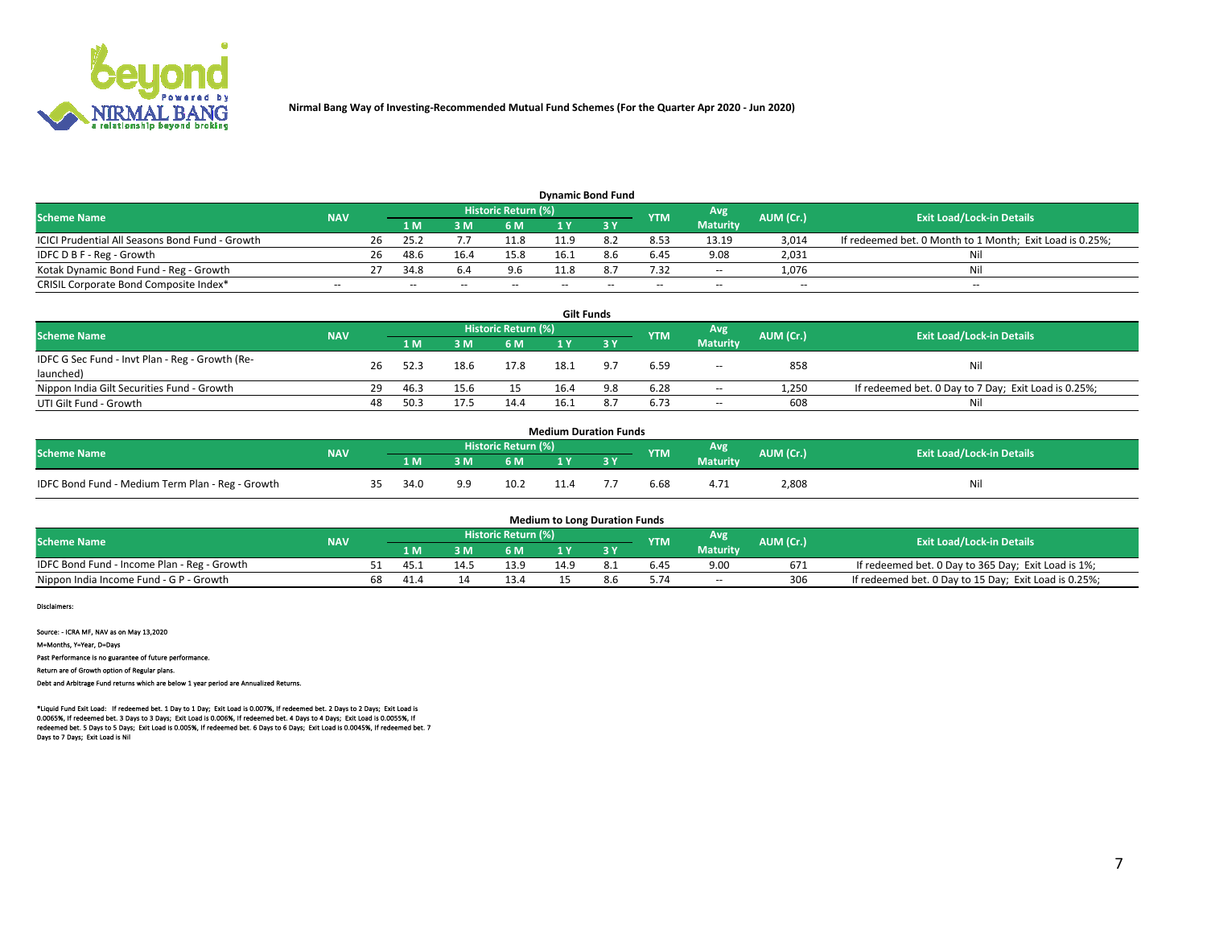Nirmal Bang Way of Investing-Recommended Mutual Fund Schemes (For the Quarter Apr 2020 - Jun 2020)

### Dynamic Bond Fund

| Scheme Name | NAV | Historic Return (%) | | | | | YTM | Avg Maturity | AUM (Cr.) | Exit Load/Lock-in Details |
|---|---|---|---|---|---|---|---|---|---|---|
| | | 1 M | 3 M | 6 M | 1 Y | 3 Y | | | | |
| ICICI Prudential All Seasons Bond Fund - Growth | 26 | 25.2 | 7.7 | 11.8 | 11.9 | 8.2 | 8.53 | 13.19 | 3,014 | If redeemed bet. 0 Month to 1 Month; Exit Load is 0.25%; |
| IDFC D B F - Reg - Growth | 26 | 48.6 | 16.4 | 15.8 | 16.1 | 8.6 | 6.45 | 9.08 | 2,031 | Nil |
| Kotak Dynamic Bond Fund - Reg - Growth | 27 | 34.8 | 6.4 | 9.6 | 11.8 | 8.7 | 7.32 | -- | 1,076 | Nil |
| CRISIL Corporate Bond Composite Index* | -- | -- | -- | -- | -- | -- | -- | -- | -- | -- |

### Gilt Funds

| Scheme Name | NAV | Historic Return (%) | | | | | YTM | Avg Maturity | AUM (Cr.) | Exit Load/Lock-in Details |
|---|---|---|---|---|---|---|---|---|---|---|
| | | 1 M | 3 M | 6 M | 1 Y | 3 Y | | | | |
| IDFC G Sec Fund - Invt Plan - Reg - Growth (Re-launched) | 26 | 52.3 | 18.6 | 17.8 | 18.1 | 9.7 | 6.59 | -- | 858 | Nil |
| Nippon India Gilt Securities Fund - Growth | 29 | 46.3 | 15.6 | 15 | 16.4 | 9.8 | 6.28 | -- | 1,250 | If redeemed bet. 0 Day to 7 Day; Exit Load is 0.25%; |
| UTI Gilt Fund - Growth | 48 | 50.3 | 17.5 | 14.4 | 16.1 | 8.7 | 6.73 | -- | 608 | Nil |

### Medium Duration Funds

| Scheme Name | NAV | Historic Return (%) | | | | | YTM | Avg Maturity | AUM (Cr.) | Exit Load/Lock-in Details |
|---|---|---|---|---|---|---|---|---|---|---|
| | | 1 M | 3 M | 6 M | 1 Y | 3 Y | | | | |
| IDFC Bond Fund - Medium Term Plan - Reg - Growth | 35 | 34.0 | 9.9 | 10.2 | 11.4 | 7.7 | 6.68 | 4.71 | 2,808 | Nil |

### Medium to Long Duration Funds

| Scheme Name | NAV | Historic Return (%) | | | | | YTM | Avg Maturity | AUM (Cr.) | Exit Load/Lock-in Details |
|---|---|---|---|---|---|---|---|---|---|---|
| | | 1 M | 3 M | 6 M | 1 Y | 3 Y | | | | |
| IDFC Bond Fund - Income Plan - Reg - Growth | 51 | 45.1 | 14.5 | 13.9 | 14.9 | 8.1 | 6.45 | 9.00 | 671 | If redeemed bet. 0 Day to 365 Day; Exit Load is 1%; |
| Nippon India Income Fund - G P - Growth | 68 | 41.4 | 14 | 13.4 | 15 | 8.6 | 5.74 | -- | 306 | If redeemed bet. 0 Day to 15 Day; Exit Load is 0.25%; |

Disclaimers:

Source: - ICRA MF, NAV as on May 13,2020

M=Months, Y=Year, D=Days

Past Performance is no guarantee of future performance.

Return are of Growth option of Regular plans.

Debt and Arbitrage Fund returns which are below 1 year period are Annualized Returns.

*Liquid Fund Exit Load: If redeemed bet. 1 Day to 1 Day; Exit Load is 0.007%, If redeemed bet. 2 Days to 2 Days; Exit Load is 0.0065%, If redeemed bet. 3 Days to 3 Days; Exit Load is 0.006%, If redeemed bet. 4 Days to 4 Days; Exit Load is 0.0055%, If redeemed bet. 5 Days to 5 Days; Exit Load is 0.005%, If redeemed bet. 6 Days to 6 Days; Exit Load is 0.0045%, If redeemed bet. 7 Days to 7 Days; Exit Load is Nil